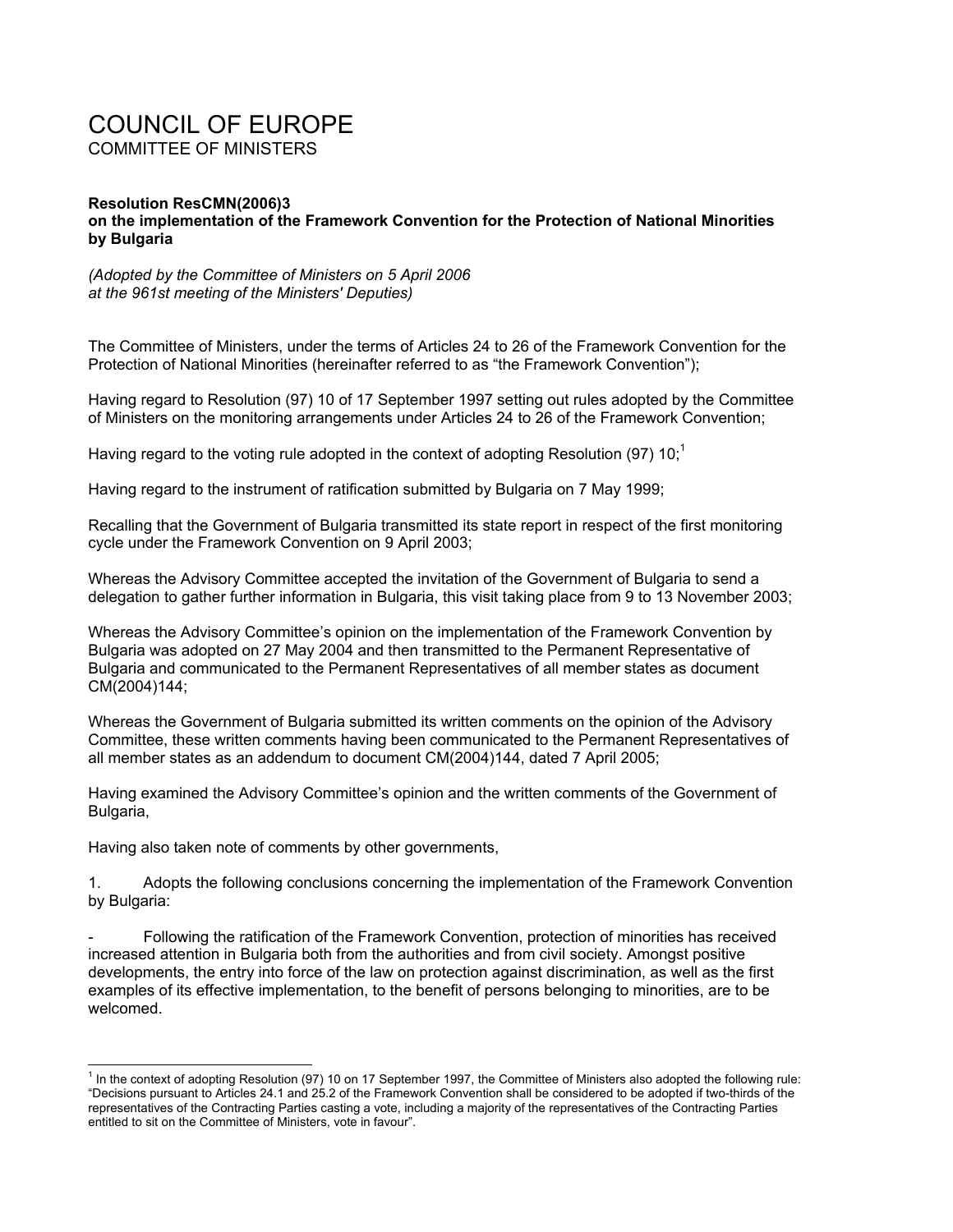# COUNCIL OF EUROPE
COMMITTEE OF MINISTERS

**Resolution ResCMN(2006)3**
**on the implementation of the Framework Convention for the Protection of National Minorities by Bulgaria**

*(Adopted by the Committee of Ministers on 5 April 2006*
*at the 961st meeting of the Ministers' Deputies)*

The Committee of Ministers, under the terms of Articles 24 to 26 of the Framework Convention for the Protection of National Minorities (hereinafter referred to as "the Framework Convention");

Having regard to Resolution (97) 10 of 17 September 1997 setting out rules adopted by the Committee of Ministers on the monitoring arrangements under Articles 24 to 26 of the Framework Convention;

Having regard to the voting rule adopted in the context of adopting Resolution (97) 10;[1]

Having regard to the instrument of ratification submitted by Bulgaria on 7 May 1999;

Recalling that the Government of Bulgaria transmitted its state report in respect of the first monitoring cycle under the Framework Convention on 9 April 2003;

Whereas the Advisory Committee accepted the invitation of the Government of Bulgaria to send a delegation to gather further information in Bulgaria, this visit taking place from 9 to 13 November 2003;

Whereas the Advisory Committee's opinion on the implementation of the Framework Convention by Bulgaria was adopted on 27 May 2004 and then transmitted to the Permanent Representative of Bulgaria and communicated to the Permanent Representatives of all member states as document CM(2004)144;

Whereas the Government of Bulgaria submitted its written comments on the opinion of the Advisory Committee, these written comments having been communicated to the Permanent Representatives of all member states as an addendum to document CM(2004)144, dated 7 April 2005;

Having examined the Advisory Committee's opinion and the written comments of the Government of Bulgaria,

Having also taken note of comments by other governments,

1. Adopts the following conclusions concerning the implementation of the Framework Convention by Bulgaria:

- Following the ratification of the Framework Convention, protection of minorities has received increased attention in Bulgaria both from the authorities and from civil society. Amongst positive developments, the entry into force of the law on protection against discrimination, as well as the first examples of its effective implementation, to the benefit of persons belonging to minorities, are to be welcomed.

---

[1] In the context of adopting Resolution (97) 10 on 17 September 1997, the Committee of Ministers also adopted the following rule: "Decisions pursuant to Articles 24.1 and 25.2 of the Framework Convention shall be considered to be adopted if two-thirds of the representatives of the Contracting Parties casting a vote, including a majority of the representatives of the Contracting Parties entitled to sit on the Committee of Ministers, vote in favour".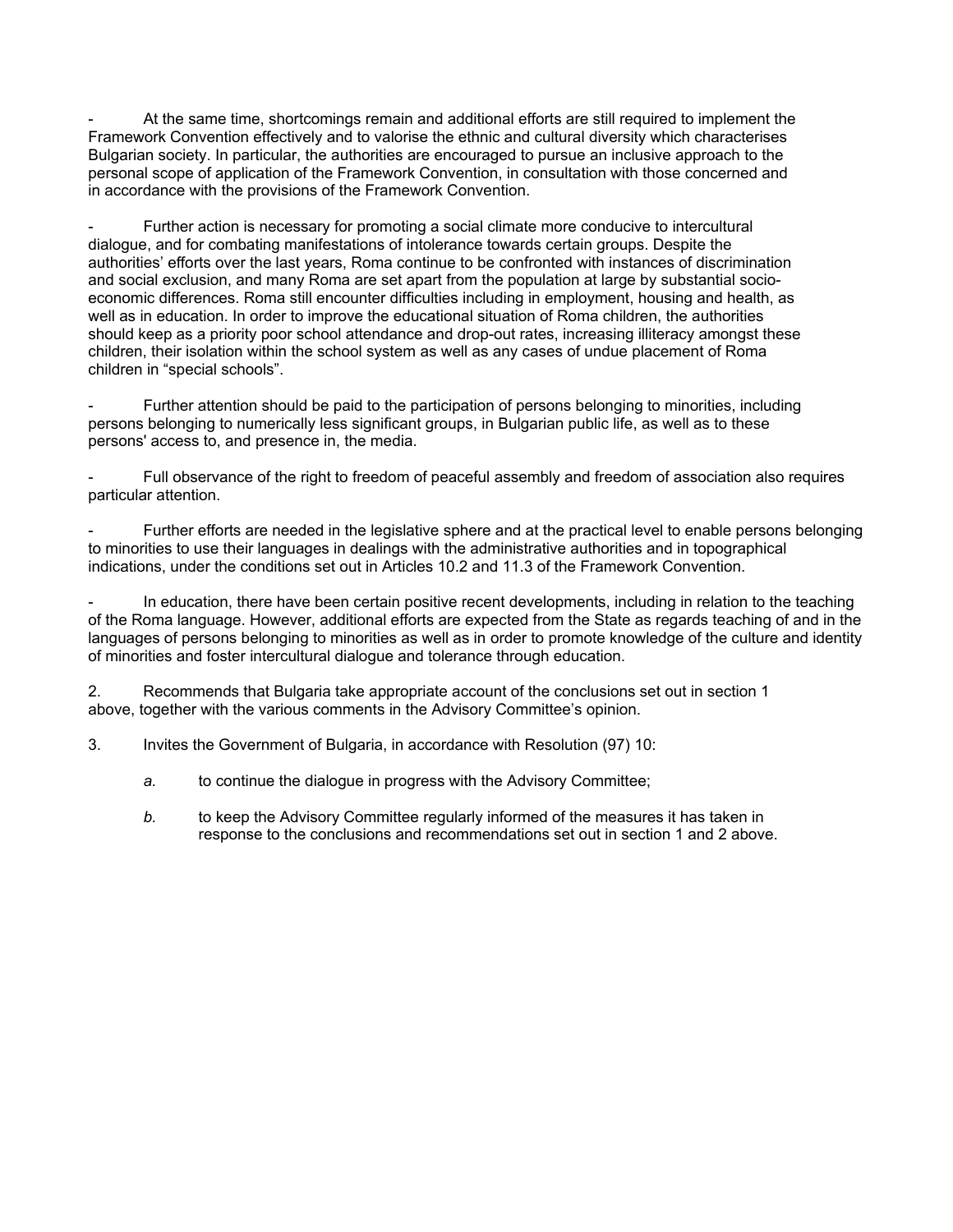- At the same time, shortcomings remain and additional efforts are still required to implement the Framework Convention effectively and to valorise the ethnic and cultural diversity which characterises Bulgarian society. In particular, the authorities are encouraged to pursue an inclusive approach to the personal scope of application of the Framework Convention, in consultation with those concerned and in accordance with the provisions of the Framework Convention.

- Further action is necessary for promoting a social climate more conducive to intercultural dialogue, and for combating manifestations of intolerance towards certain groups. Despite the authorities' efforts over the last years, Roma continue to be confronted with instances of discrimination and social exclusion, and many Roma are set apart from the population at large by substantial socio-economic differences. Roma still encounter difficulties including in employment, housing and health, as well as in education. In order to improve the educational situation of Roma children, the authorities should keep as a priority poor school attendance and drop-out rates, increasing illiteracy amongst these children, their isolation within the school system as well as any cases of undue placement of Roma children in "special schools".

- Further attention should be paid to the participation of persons belonging to minorities, including persons belonging to numerically less significant groups, in Bulgarian public life, as well as to these persons' access to, and presence in, the media.

- Full observance of the right to freedom of peaceful assembly and freedom of association also requires particular attention.

- Further efforts are needed in the legislative sphere and at the practical level to enable persons belonging to minorities to use their languages in dealings with the administrative authorities and in topographical indications, under the conditions set out in Articles 10.2 and 11.3 of the Framework Convention.

- In education, there have been certain positive recent developments, including in relation to the teaching of the Roma language. However, additional efforts are expected from the State as regards teaching of and in the languages of persons belonging to minorities as well as in order to promote knowledge of the culture and identity of minorities and foster intercultural dialogue and tolerance through education.

2. Recommends that Bulgaria take appropriate account of the conclusions set out in section 1 above, together with the various comments in the Advisory Committee's opinion.

3. Invites the Government of Bulgaria, in accordance with Resolution (97) 10:

   *a.* to continue the dialogue in progress with the Advisory Committee;

   *b.* to keep the Advisory Committee regularly informed of the measures it has taken in response to the conclusions and recommendations set out in section 1 and 2 above.